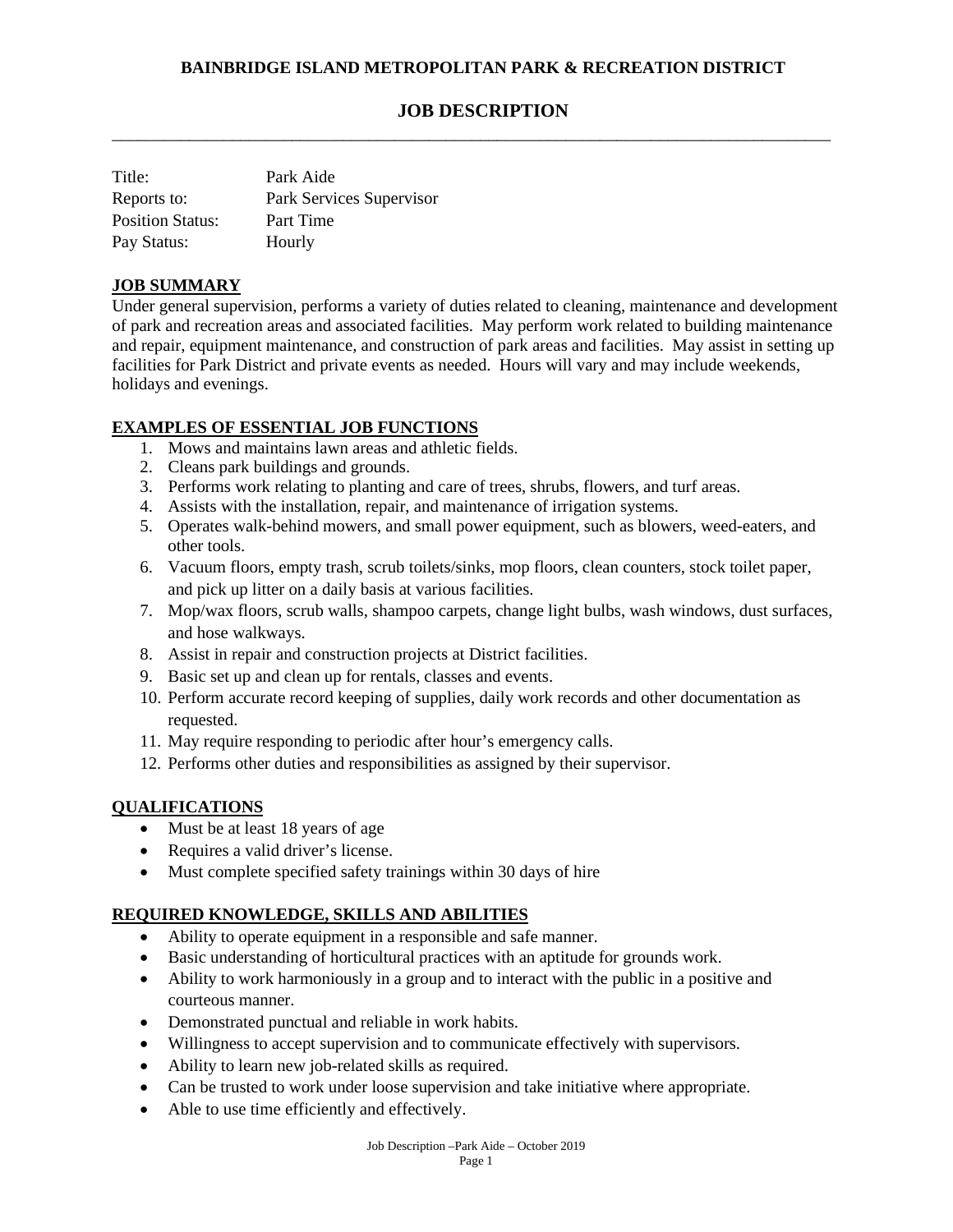**BAINBRIDGE ISLAND METROPOLITAN PARK & RECREATION DISTRICT**

# JOB DESCRIPTION

---

| | |
|---|---|
| Title: | Park Aide |
| Reports to: | Park Services Supervisor |
| Position Status: | Part Time |
| Pay Status: | Hourly |

## JOB SUMMARY

Under general supervision, performs a variety of duties related to cleaning, maintenance and development of park and recreation areas and associated facilities. May perform work related to building maintenance and repair, equipment maintenance, and construction of park areas and facilities. May assist in setting up facilities for Park District and private events as needed. Hours will vary and may include weekends, holidays and evenings.

## EXAMPLES OF ESSENTIAL JOB FUNCTIONS

1. Mows and maintains lawn areas and athletic fields.
2. Cleans park buildings and grounds.
3. Performs work relating to planting and care of trees, shrubs, flowers, and turf areas.
4. Assists with the installation, repair, and maintenance of irrigation systems.
5. Operates walk-behind mowers, and small power equipment, such as blowers, weed-eaters, and other tools.
6. Vacuum floors, empty trash, scrub toilets/sinks, mop floors, clean counters, stock toilet paper, and pick up litter on a daily basis at various facilities.
7. Mop/wax floors, scrub walls, shampoo carpets, change light bulbs, wash windows, dust surfaces, and hose walkways.
8. Assist in repair and construction projects at District facilities.
9. Basic set up and clean up for rentals, classes and events.
10. Perform accurate record keeping of supplies, daily work records and other documentation as requested.
11. May require responding to periodic after hour's emergency calls.
12. Performs other duties and responsibilities as assigned by their supervisor.

## QUALIFICATIONS

- Must be at least 18 years of age
- Requires a valid driver's license.
- Must complete specified safety trainings within 30 days of hire

## REQUIRED KNOWLEDGE, SKILLS AND ABILITIES

- Ability to operate equipment in a responsible and safe manner.
- Basic understanding of horticultural practices with an aptitude for grounds work.
- Ability to work harmoniously in a group and to interact with the public in a positive and courteous manner.
- Demonstrated punctual and reliable in work habits.
- Willingness to accept supervision and to communicate effectively with supervisors.
- Ability to learn new job-related skills as required.
- Can be trusted to work under loose supervision and take initiative where appropriate.
- Able to use time efficiently and effectively.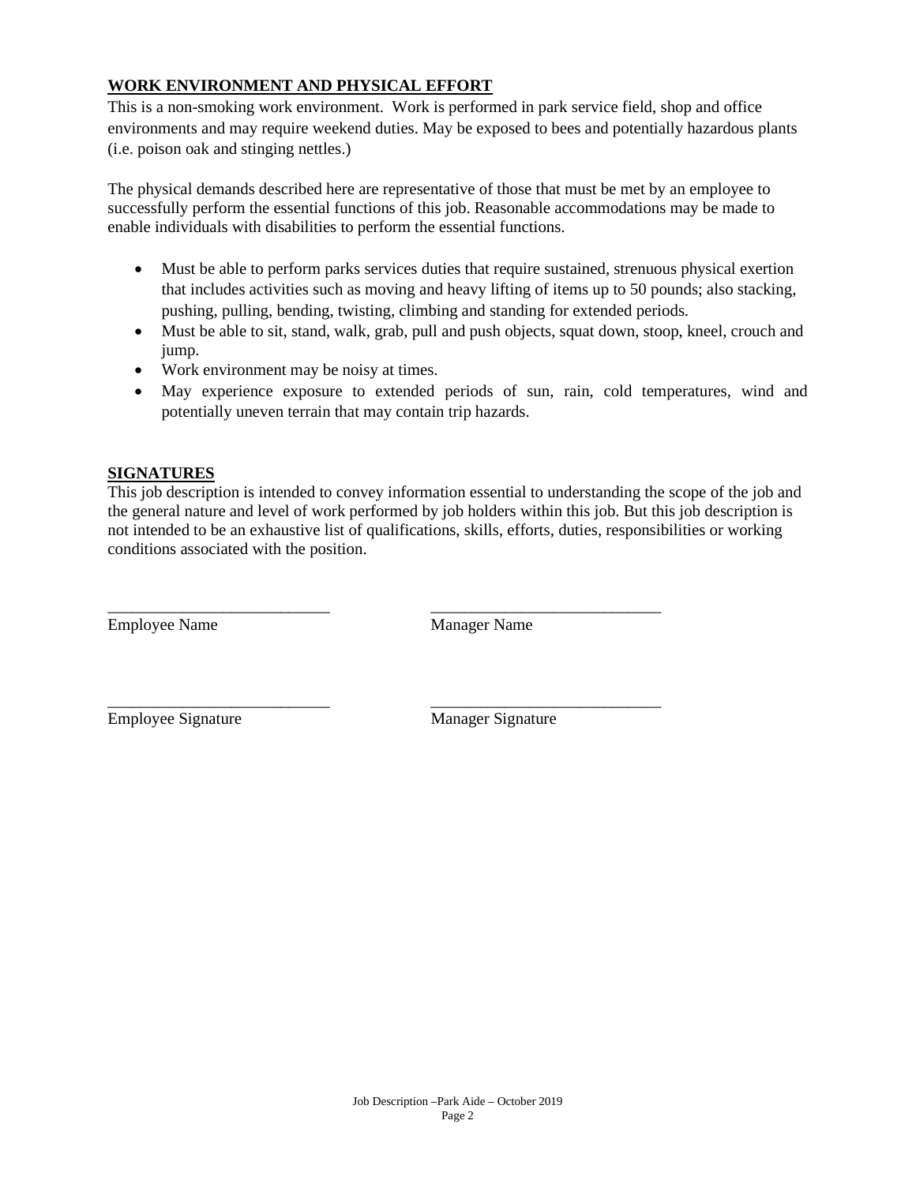## WORK ENVIRONMENT AND PHYSICAL EFFORT

This is a non-smoking work environment. Work is performed in park service field, shop and office environments and may require weekend duties. May be exposed to bees and potentially hazardous plants (i.e. poison oak and stinging nettles.)

The physical demands described here are representative of those that must be met by an employee to successfully perform the essential functions of this job. Reasonable accommodations may be made to enable individuals with disabilities to perform the essential functions.

- Must be able to perform parks services duties that require sustained, strenuous physical exertion that includes activities such as moving and heavy lifting of items up to 50 pounds; also stacking, pushing, pulling, bending, twisting, climbing and standing for extended periods.
- Must be able to sit, stand, walk, grab, pull and push objects, squat down, stoop, kneel, crouch and jump.
- Work environment may be noisy at times.
- May experience exposure to extended periods of sun, rain, cold temperatures, wind and potentially uneven terrain that may contain trip hazards.

## SIGNATURES

This job description is intended to convey information essential to understanding the scope of the job and the general nature and level of work performed by job holders within this job. But this job description is not intended to be an exhaustive list of qualifications, skills, efforts, duties, responsibilities or working conditions associated with the position.

___________________________ ____________________________

Employee Name Manager Name

___________________________ ____________________________

Employee Signature Manager Signature